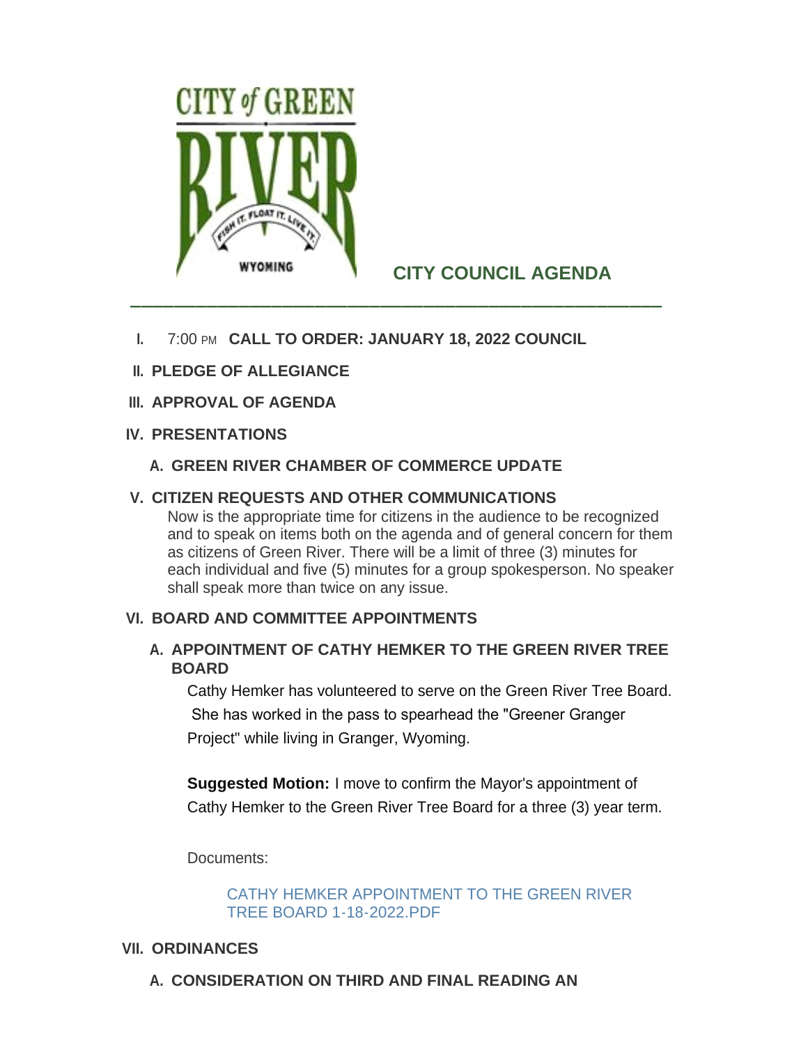CITY of GREEN RIVER

FISH IT. FLOAT IT. LIVE IT.

WYOMING

# CITY COUNCIL AGENDA

---

I. 7:00 PM **CALL TO ORDER: JANUARY 18, 2022 COUNCIL**

II. **PLEDGE OF ALLEGIANCE**

III. **APPROVAL OF AGENDA**

IV. **PRESENTATIONS**

A. **GREEN RIVER CHAMBER OF COMMERCE UPDATE**

V. **CITIZEN REQUESTS AND OTHER COMMUNICATIONS**

Now is the appropriate time for citizens in the audience to be recognized and to speak on items both on the agenda and of general concern for them as citizens of Green River. There will be a limit of three (3) minutes for each individual and five (5) minutes for a group spokesperson. No speaker shall speak more than twice on any issue.

VI. **BOARD AND COMMITTEE APPOINTMENTS**

A. **APPOINTMENT OF CATHY HEMKER TO THE GREEN RIVER TREE BOARD**

Cathy Hemker has volunteered to serve on the Green River Tree Board. She has worked in the pass to spearhead the "Greener Granger Project" while living in Granger, Wyoming.

**Suggested Motion:** I move to confirm the Mayor's appointment of Cathy Hemker to the Green River Tree Board for a three (3) year term.

Documents:

CATHY HEMKER APPOINTMENT TO THE GREEN RIVER TREE BOARD 1-18-2022.PDF

VII. **ORDINANCES**

A. **CONSIDERATION ON THIRD AND FINAL READING AN**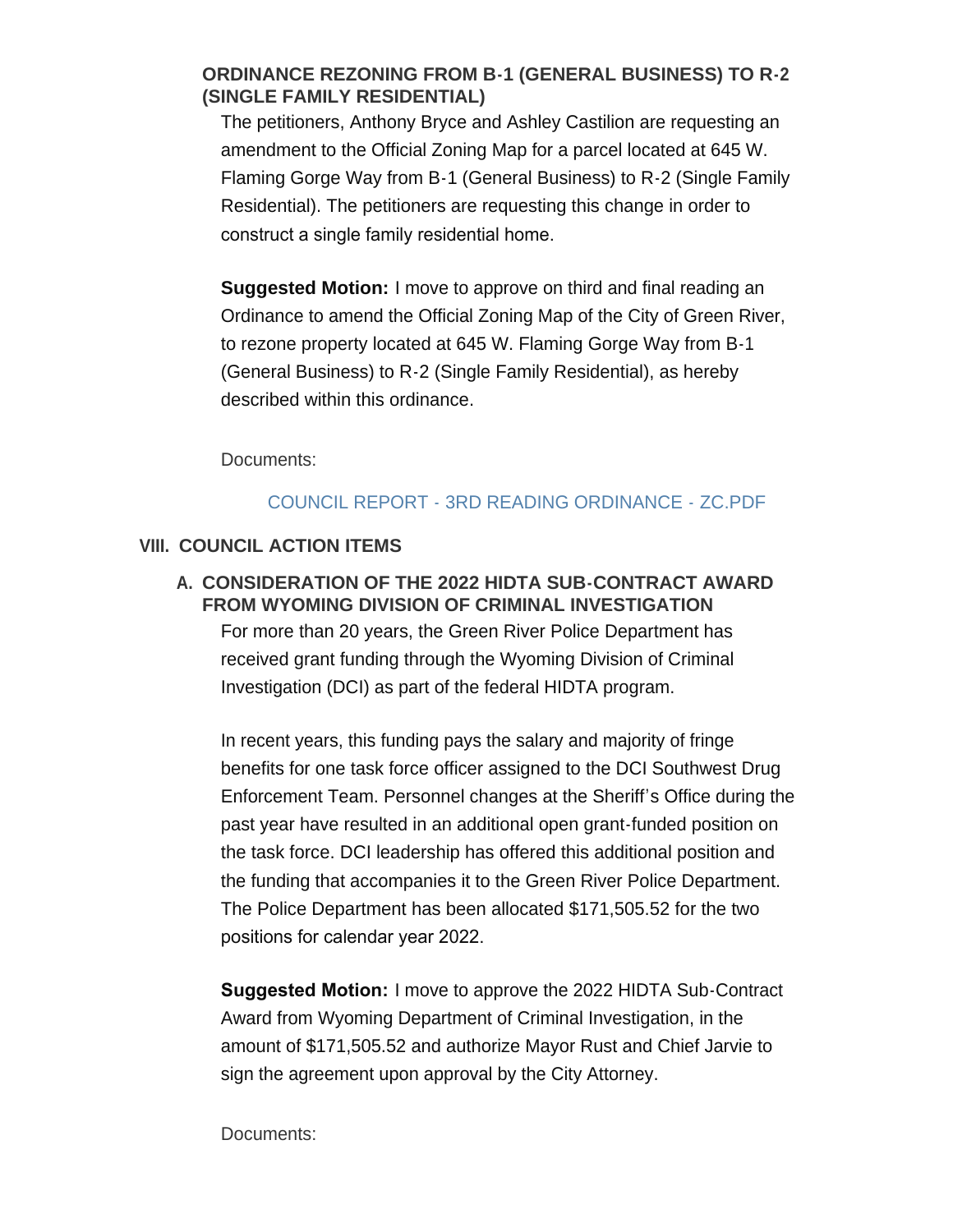### ORDINANCE REZONING FROM B-1 (GENERAL BUSINESS) TO R-2 (SINGLE FAMILY RESIDENTIAL)

The petitioners, Anthony Bryce and Ashley Castilion are requesting an amendment to the Official Zoning Map for a parcel located at 645 W. Flaming Gorge Way from B-1 (General Business) to R-2 (Single Family Residential). The petitioners are requesting this change in order to construct a single family residential home.

**Suggested Motion:** I move to approve on third and final reading an Ordinance to amend the Official Zoning Map of the City of Green River, to rezone property located at 645 W. Flaming Gorge Way from B-1 (General Business) to R-2 (Single Family Residential), as hereby described within this ordinance.

Documents:

COUNCIL REPORT - 3RD READING ORDINANCE - ZC.PDF

## VIII. COUNCIL ACTION ITEMS

### A. CONSIDERATION OF THE 2022 HIDTA SUB-CONTRACT AWARD FROM WYOMING DIVISION OF CRIMINAL INVESTIGATION

For more than 20 years, the Green River Police Department has received grant funding through the Wyoming Division of Criminal Investigation (DCI) as part of the federal HIDTA program.

In recent years, this funding pays the salary and majority of fringe benefits for one task force officer assigned to the DCI Southwest Drug Enforcement Team. Personnel changes at the Sheriff's Office during the past year have resulted in an additional open grant-funded position on the task force. DCI leadership has offered this additional position and the funding that accompanies it to the Green River Police Department. The Police Department has been allocated $171,505.52 for the two positions for calendar year 2022.

**Suggested Motion:** I move to approve the 2022 HIDTA Sub-Contract Award from Wyoming Department of Criminal Investigation, in the amount of $171,505.52 and authorize Mayor Rust and Chief Jarvie to sign the agreement upon approval by the City Attorney.

Documents: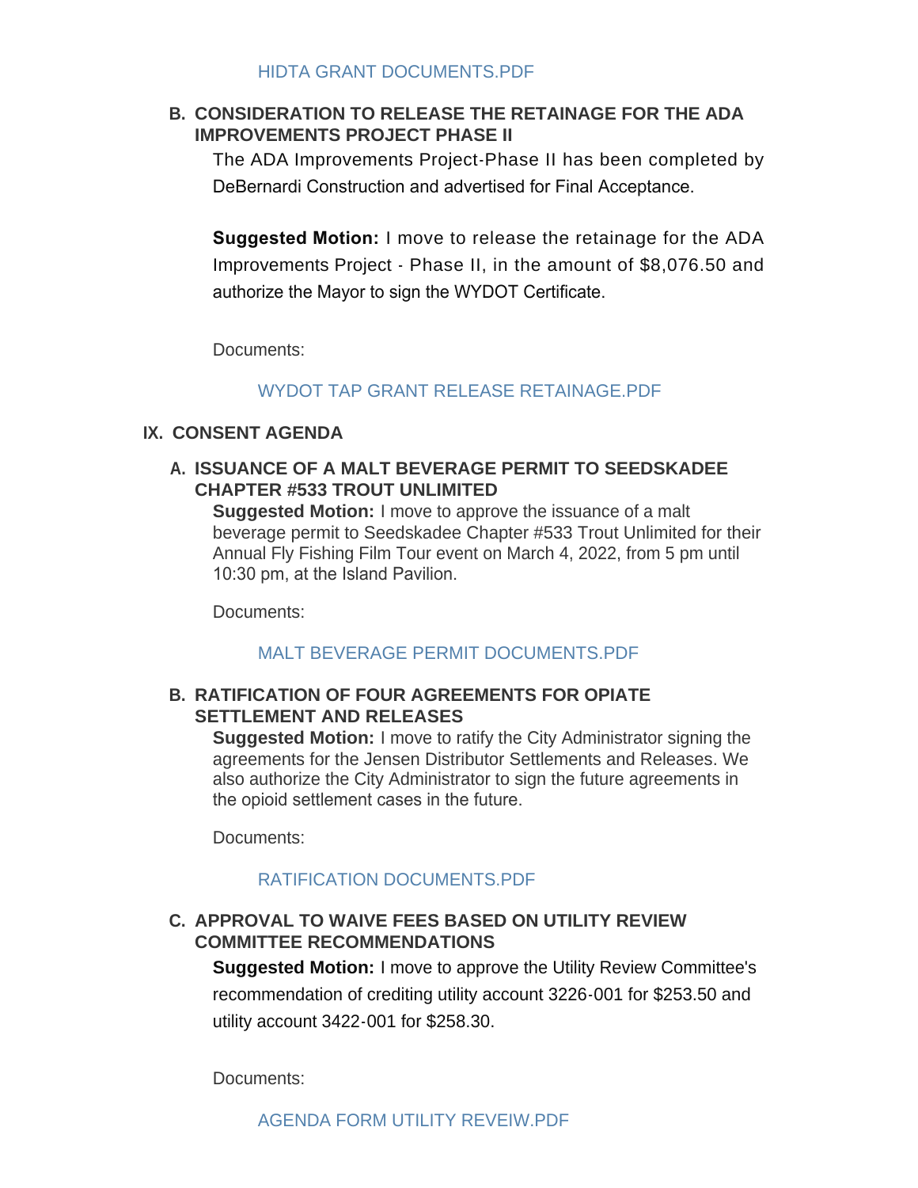HIDTA GRANT DOCUMENTS.PDF

### B. CONSIDERATION TO RELEASE THE RETAINAGE FOR THE ADA IMPROVEMENTS PROJECT PHASE II

The ADA Improvements Project-Phase II has been completed by DeBernardi Construction and advertised for Final Acceptance.

**Suggested Motion:** I move to release the retainage for the ADA Improvements Project - Phase II, in the amount of $8,076.50 and authorize the Mayor to sign the WYDOT Certificate.

Documents:

WYDOT TAP GRANT RELEASE RETAINAGE.PDF

## IX. CONSENT AGENDA

### A. ISSUANCE OF A MALT BEVERAGE PERMIT TO SEEDSKADEE CHAPTER #533 TROUT UNLIMITED

**Suggested Motion:** I move to approve the issuance of a malt beverage permit to Seedskadee Chapter #533 Trout Unlimited for their Annual Fly Fishing Film Tour event on March 4, 2022, from 5 pm until 10:30 pm, at the Island Pavilion.

Documents:

MALT BEVERAGE PERMIT DOCUMENTS.PDF

### B. RATIFICATION OF FOUR AGREEMENTS FOR OPIATE SETTLEMENT AND RELEASES

**Suggested Motion:** I move to ratify the City Administrator signing the agreements for the Jensen Distributor Settlements and Releases. We also authorize the City Administrator to sign the future agreements in the opioid settlement cases in the future.

Documents:

RATIFICATION DOCUMENTS.PDF

### C. APPROVAL TO WAIVE FEES BASED ON UTILITY REVIEW COMMITTEE RECOMMENDATIONS

**Suggested Motion:** I move to approve the Utility Review Committee's recommendation of crediting utility account 3226-001 for $253.50 and utility account 3422-001 for $258.30.

Documents:

AGENDA FORM UTILITY REVEIW.PDF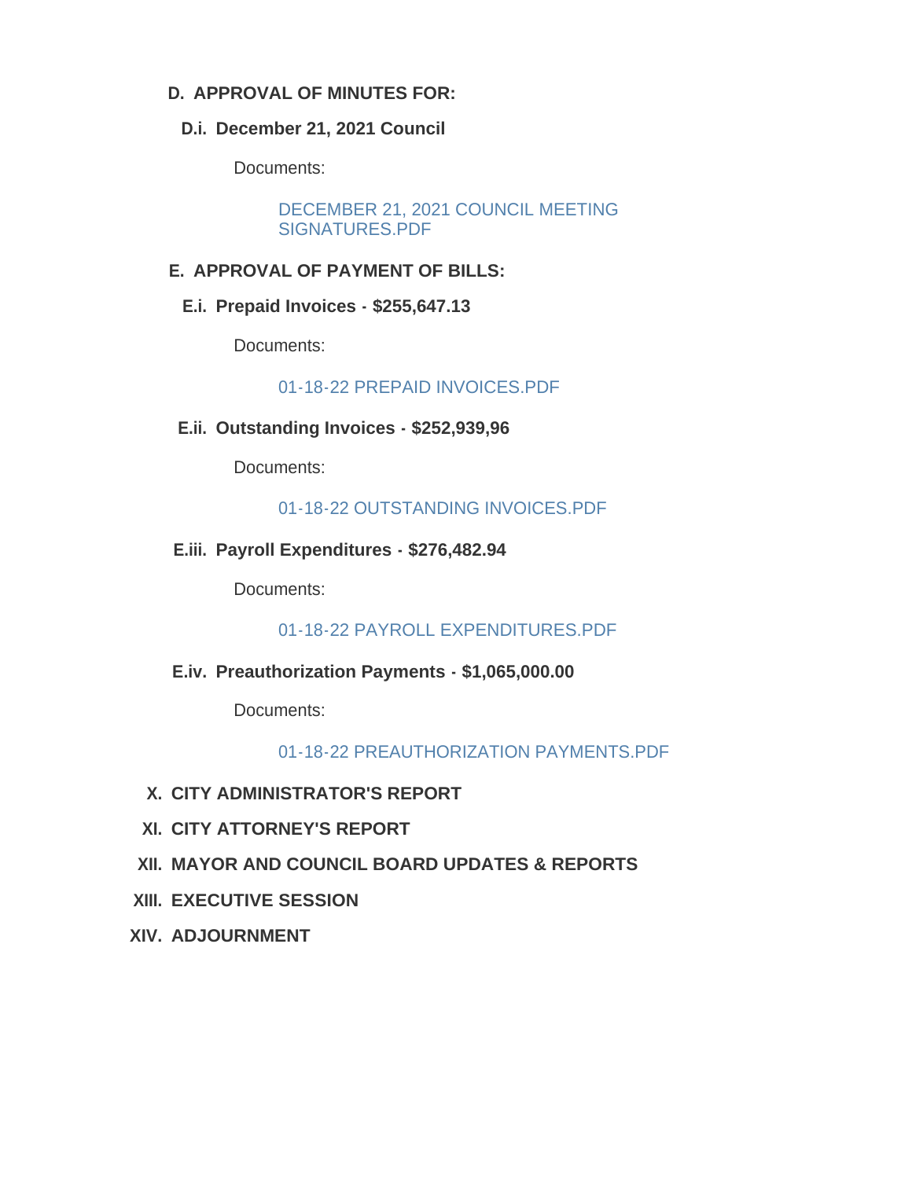**D. APPROVAL OF MINUTES FOR:**

**D.i. December 21, 2021 Council**

Documents:

DECEMBER 21, 2021 COUNCIL MEETING SIGNATURES.PDF

**E. APPROVAL OF PAYMENT OF BILLS:**

**E.i. Prepaid Invoices - $255,647.13**

Documents:

01-18-22 PREPAID INVOICES.PDF

**E.ii. Outstanding Invoices - $252,939,96**

Documents:

01-18-22 OUTSTANDING INVOICES.PDF

**E.iii. Payroll Expenditures - $276,482.94**

Documents:

01-18-22 PAYROLL EXPENDITURES.PDF

**E.iv. Preauthorization Payments - $1,065,000.00**

Documents:

01-18-22 PREAUTHORIZATION PAYMENTS.PDF

**X. CITY ADMINISTRATOR'S REPORT**

**XI. CITY ATTORNEY'S REPORT**

**XII. MAYOR AND COUNCIL BOARD UPDATES & REPORTS**

**XIII. EXECUTIVE SESSION**

**XIV. ADJOURNMENT**